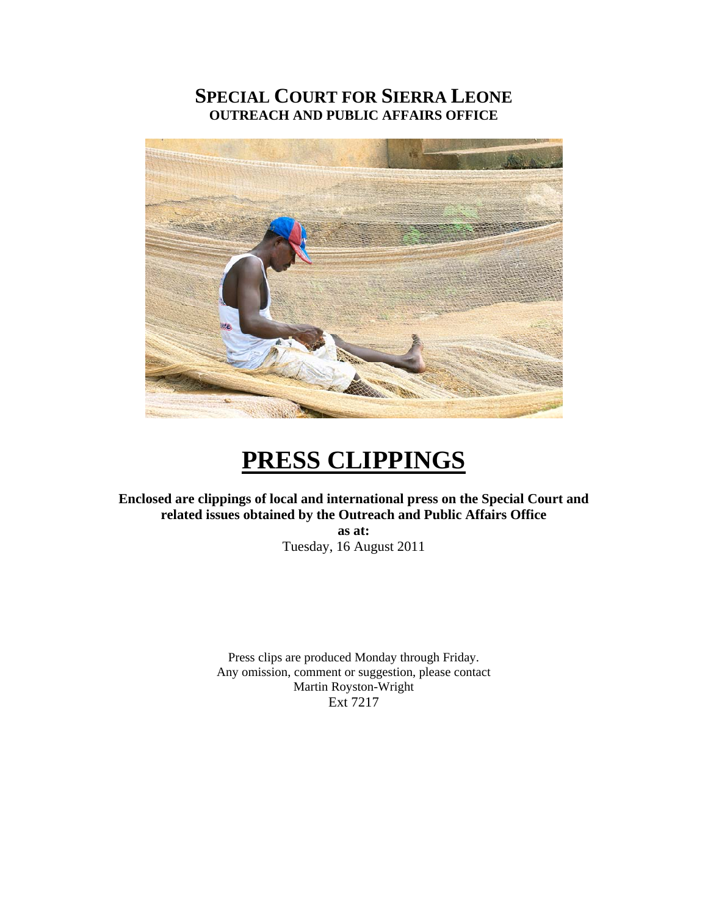# SPECIAL COURT FOR SIERRA LEONE
## OUTREACH AND PUBLIC AFFAIRS OFFICE

# PRESS CLIPPINGS

**Enclosed are clippings of local and international press on the Special Court and related issues obtained by the Outreach and Public Affairs Office**

**as at:**

Tuesday, 16 August 2011

Press clips are produced Monday through Friday.
Any omission, comment or suggestion, please contact
Martin Royston-Wright
Ext 7217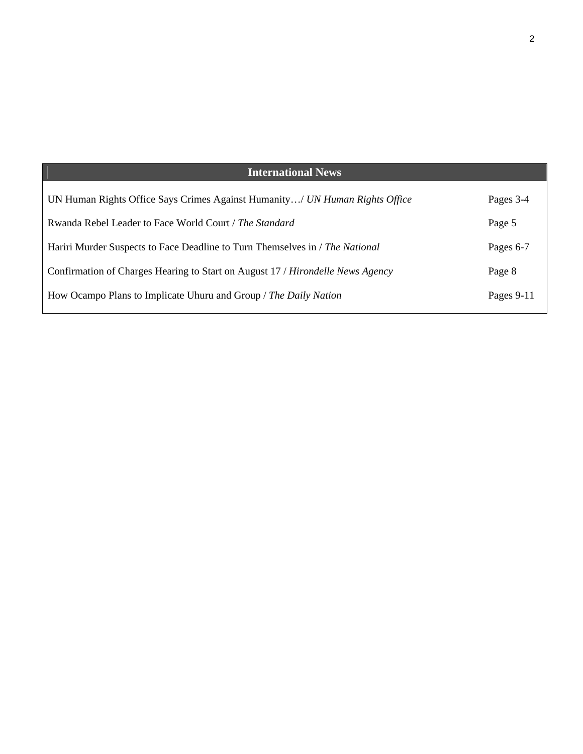| International News | |
| --- | --- |
| UN Human Rights Office Says Crimes Against Humanity…/ *UN Human Rights Office* | Pages 3-4 |
| Rwanda Rebel Leader to Face World Court / *The Standard* | Page 5 |
| Hariri Murder Suspects to Face Deadline to Turn Themselves in / *The National* | Pages 6-7 |
| Confirmation of Charges Hearing to Start on August 17 / *Hirondelle News Agency* | Page 8 |
| How Ocampo Plans to Implicate Uhuru and Group / *The Daily Nation* | Pages 9-11 |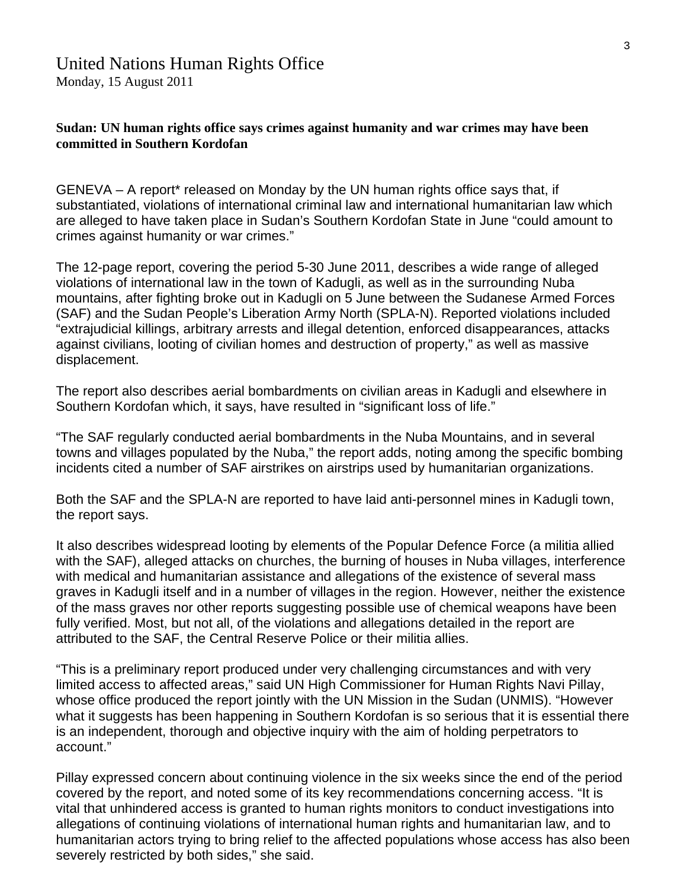# United Nations Human Rights Office

Monday, 15 August 2011

**Sudan: UN human rights office says crimes against humanity and war crimes may have been committed in Southern Kordofan**

GENEVA – A report* released on Monday by the UN human rights office says that, if substantiated, violations of international criminal law and international humanitarian law which are alleged to have taken place in Sudan's Southern Kordofan State in June "could amount to crimes against humanity or war crimes."

The 12-page report, covering the period 5-30 June 2011, describes a wide range of alleged violations of international law in the town of Kadugli, as well as in the surrounding Nuba mountains, after fighting broke out in Kadugli on 5 June between the Sudanese Armed Forces (SAF) and the Sudan People's Liberation Army North (SPLA-N). Reported violations included "extrajudicial killings, arbitrary arrests and illegal detention, enforced disappearances, attacks against civilians, looting of civilian homes and destruction of property," as well as massive displacement.

The report also describes aerial bombardments on civilian areas in Kadugli and elsewhere in Southern Kordofan which, it says, have resulted in "significant loss of life."

"The SAF regularly conducted aerial bombardments in the Nuba Mountains, and in several towns and villages populated by the Nuba," the report adds, noting among the specific bombing incidents cited a number of SAF airstrikes on airstrips used by humanitarian organizations.

Both the SAF and the SPLA-N are reported to have laid anti-personnel mines in Kadugli town, the report says.

It also describes widespread looting by elements of the Popular Defence Force (a militia allied with the SAF), alleged attacks on churches, the burning of houses in Nuba villages, interference with medical and humanitarian assistance and allegations of the existence of several mass graves in Kadugli itself and in a number of villages in the region. However, neither the existence of the mass graves nor other reports suggesting possible use of chemical weapons have been fully verified. Most, but not all, of the violations and allegations detailed in the report are attributed to the SAF, the Central Reserve Police or their militia allies.

"This is a preliminary report produced under very challenging circumstances and with very limited access to affected areas," said UN High Commissioner for Human Rights Navi Pillay, whose office produced the report jointly with the UN Mission in the Sudan (UNMIS). "However what it suggests has been happening in Southern Kordofan is so serious that it is essential there is an independent, thorough and objective inquiry with the aim of holding perpetrators to account."

Pillay expressed concern about continuing violence in the six weeks since the end of the period covered by the report, and noted some of its key recommendations concerning access. "It is vital that unhindered access is granted to human rights monitors to conduct investigations into allegations of continuing violations of international human rights and humanitarian law, and to humanitarian actors trying to bring relief to the affected populations whose access has also been severely restricted by both sides," she said.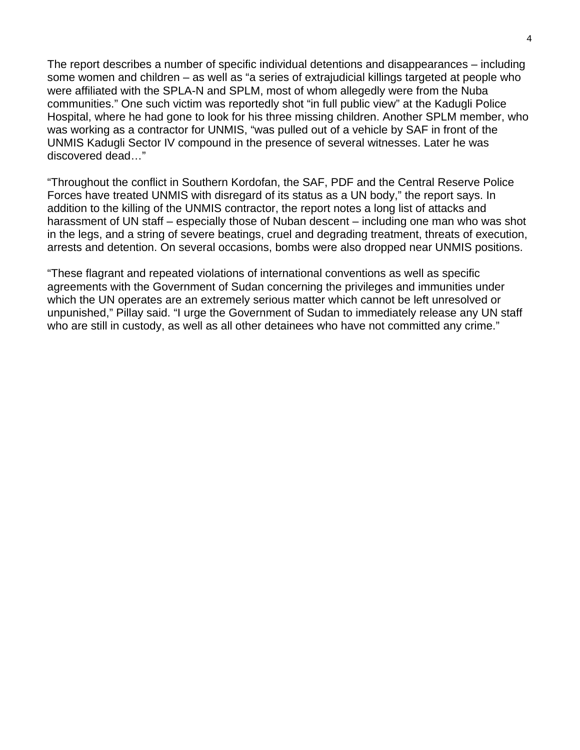The report describes a number of specific individual detentions and disappearances – including some women and children – as well as "a series of extrajudicial killings targeted at people who were affiliated with the SPLA-N and SPLM, most of whom allegedly were from the Nuba communities." One such victim was reportedly shot "in full public view" at the Kadugli Police Hospital, where he had gone to look for his three missing children. Another SPLM member, who was working as a contractor for UNMIS, "was pulled out of a vehicle by SAF in front of the UNMIS Kadugli Sector IV compound in the presence of several witnesses. Later he was discovered dead…"

"Throughout the conflict in Southern Kordofan, the SAF, PDF and the Central Reserve Police Forces have treated UNMIS with disregard of its status as a UN body," the report says. In addition to the killing of the UNMIS contractor, the report notes a long list of attacks and harassment of UN staff – especially those of Nuban descent – including one man who was shot in the legs, and a string of severe beatings, cruel and degrading treatment, threats of execution, arrests and detention. On several occasions, bombs were also dropped near UNMIS positions.

"These flagrant and repeated violations of international conventions as well as specific agreements with the Government of Sudan concerning the privileges and immunities under which the UN operates are an extremely serious matter which cannot be left unresolved or unpunished," Pillay said. "I urge the Government of Sudan to immediately release any UN staff who are still in custody, as well as all other detainees who have not committed any crime."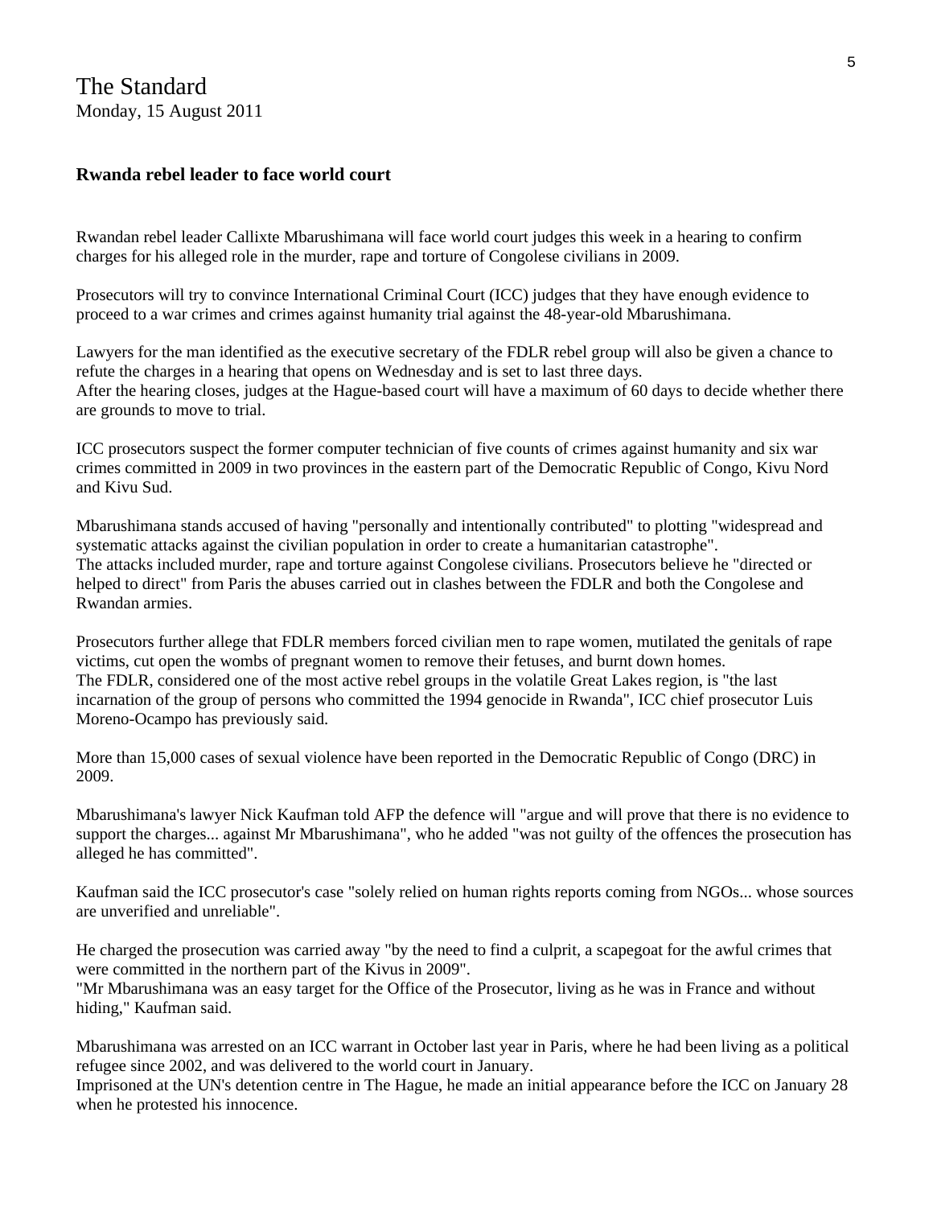The Standard
Monday, 15 August 2011

**Rwanda rebel leader to face world court**

Rwandan rebel leader Callixte Mbarushimana will face world court judges this week in a hearing to confirm charges for his alleged role in the murder, rape and torture of Congolese civilians in 2009.

Prosecutors will try to convince International Criminal Court (ICC) judges that they have enough evidence to proceed to a war crimes and crimes against humanity trial against the 48-year-old Mbarushimana.

Lawyers for the man identified as the executive secretary of the FDLR rebel group will also be given a chance to refute the charges in a hearing that opens on Wednesday and is set to last three days.
After the hearing closes, judges at the Hague-based court will have a maximum of 60 days to decide whether there are grounds to move to trial.

ICC prosecutors suspect the former computer technician of five counts of crimes against humanity and six war crimes committed in 2009 in two provinces in the eastern part of the Democratic Republic of Congo, Kivu Nord and Kivu Sud.

Mbarushimana stands accused of having "personally and intentionally contributed" to plotting "widespread and systematic attacks against the civilian population in order to create a humanitarian catastrophe".
The attacks included murder, rape and torture against Congolese civilians. Prosecutors believe he "directed or helped to direct" from Paris the abuses carried out in clashes between the FDLR and both the Congolese and Rwandan armies.

Prosecutors further allege that FDLR members forced civilian men to rape women, mutilated the genitals of rape victims, cut open the wombs of pregnant women to remove their fetuses, and burnt down homes.
The FDLR, considered one of the most active rebel groups in the volatile Great Lakes region, is "the last incarnation of the group of persons who committed the 1994 genocide in Rwanda", ICC chief prosecutor Luis Moreno-Ocampo has previously said.

More than 15,000 cases of sexual violence have been reported in the Democratic Republic of Congo (DRC) in 2009.

Mbarushimana's lawyer Nick Kaufman told AFP the defence will "argue and will prove that there is no evidence to support the charges... against Mr Mbarushimana", who he added "was not guilty of the offences the prosecution has alleged he has committed".

Kaufman said the ICC prosecutor's case "solely relied on human rights reports coming from NGOs... whose sources are unverified and unreliable".

He charged the prosecution was carried away "by the need to find a culprit, a scapegoat for the awful crimes that were committed in the northern part of the Kivus in 2009".
"Mr Mbarushimana was an easy target for the Office of the Prosecutor, living as he was in France and without hiding," Kaufman said.

Mbarushimana was arrested on an ICC warrant in October last year in Paris, where he had been living as a political refugee since 2002, and was delivered to the world court in January.
Imprisoned at the UN's detention centre in The Hague, he made an initial appearance before the ICC on January 28 when he protested his innocence.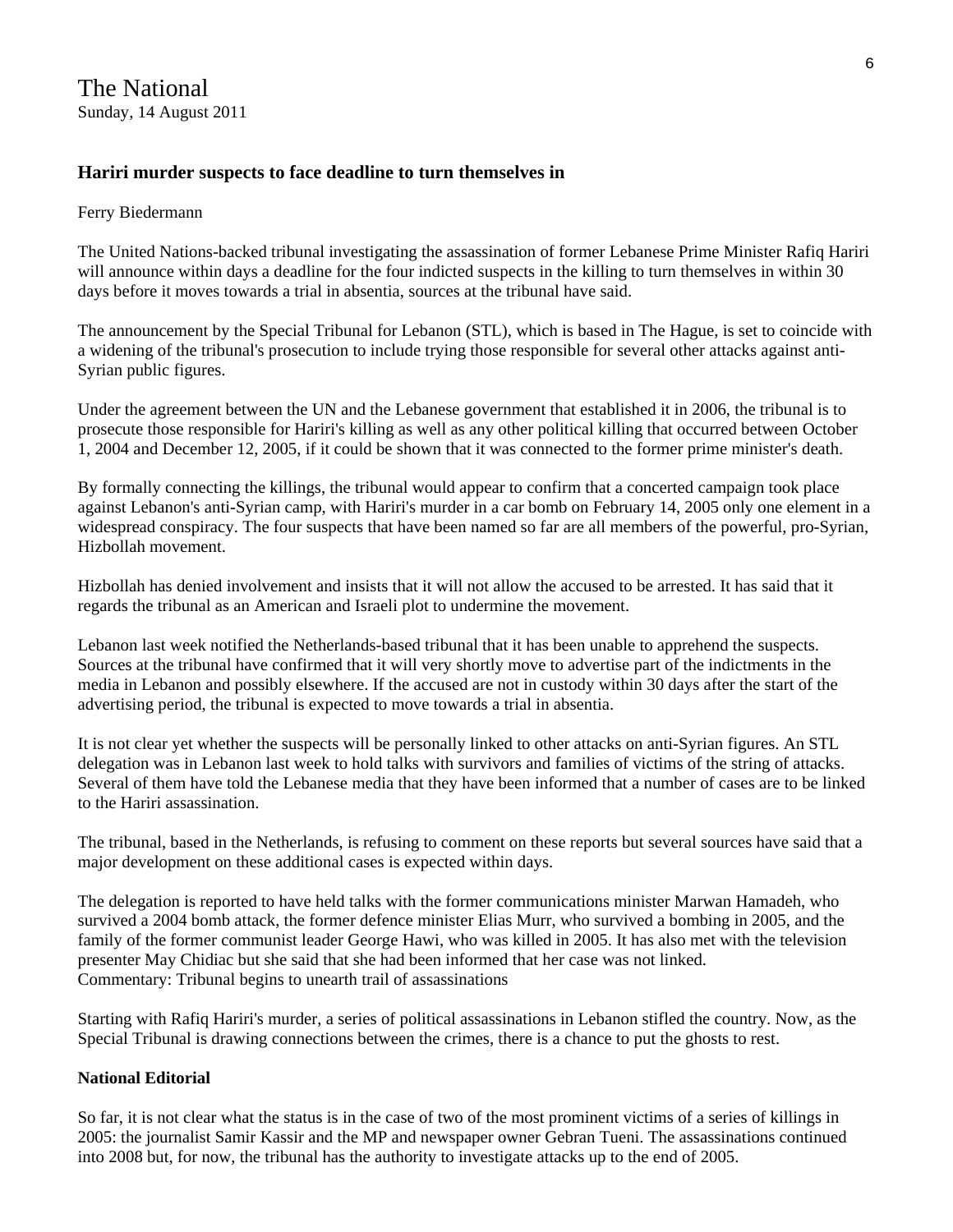The National
Sunday, 14 August 2011

### Hariri murder suspects to face deadline to turn themselves in

Ferry Biedermann

The United Nations-backed tribunal investigating the assassination of former Lebanese Prime Minister Rafiq Hariri will announce within days a deadline for the four indicted suspects in the killing to turn themselves in within 30 days before it moves towards a trial in absentia, sources at the tribunal have said.

The announcement by the Special Tribunal for Lebanon (STL), which is based in The Hague, is set to coincide with a widening of the tribunal's prosecution to include trying those responsible for several other attacks against anti-Syrian public figures.

Under the agreement between the UN and the Lebanese government that established it in 2006, the tribunal is to prosecute those responsible for Hariri's killing as well as any other political killing that occurred between October 1, 2004 and December 12, 2005, if it could be shown that it was connected to the former prime minister's death.

By formally connecting the killings, the tribunal would appear to confirm that a concerted campaign took place against Lebanon's anti-Syrian camp, with Hariri's murder in a car bomb on February 14, 2005 only one element in a widespread conspiracy. The four suspects that have been named so far are all members of the powerful, pro-Syrian, Hizbollah movement.

Hizbollah has denied involvement and insists that it will not allow the accused to be arrested. It has said that it regards the tribunal as an American and Israeli plot to undermine the movement.

Lebanon last week notified the Netherlands-based tribunal that it has been unable to apprehend the suspects. Sources at the tribunal have confirmed that it will very shortly move to advertise part of the indictments in the media in Lebanon and possibly elsewhere. If the accused are not in custody within 30 days after the start of the advertising period, the tribunal is expected to move towards a trial in absentia.

It is not clear yet whether the suspects will be personally linked to other attacks on anti-Syrian figures. An STL delegation was in Lebanon last week to hold talks with survivors and families of victims of the string of attacks. Several of them have told the Lebanese media that they have been informed that a number of cases are to be linked to the Hariri assassination.

The tribunal, based in the Netherlands, is refusing to comment on these reports but several sources have said that a major development on these additional cases is expected within days.

The delegation is reported to have held talks with the former communications minister Marwan Hamadeh, who survived a 2004 bomb attack, the former defence minister Elias Murr, who survived a bombing in 2005, and the family of the former communist leader George Hawi, who was killed in 2005. It has also met with the television presenter May Chidiac but she said that she had been informed that her case was not linked.
Commentary: Tribunal begins to unearth trail of assassinations

Starting with Rafiq Hariri's murder, a series of political assassinations in Lebanon stifled the country. Now, as the Special Tribunal is drawing connections between the crimes, there is a chance to put the ghosts to rest.

**National Editorial**

So far, it is not clear what the status is in the case of two of the most prominent victims of a series of killings in 2005: the journalist Samir Kassir and the MP and newspaper owner Gebran Tueni. The assassinations continued into 2008 but, for now, the tribunal has the authority to investigate attacks up to the end of 2005.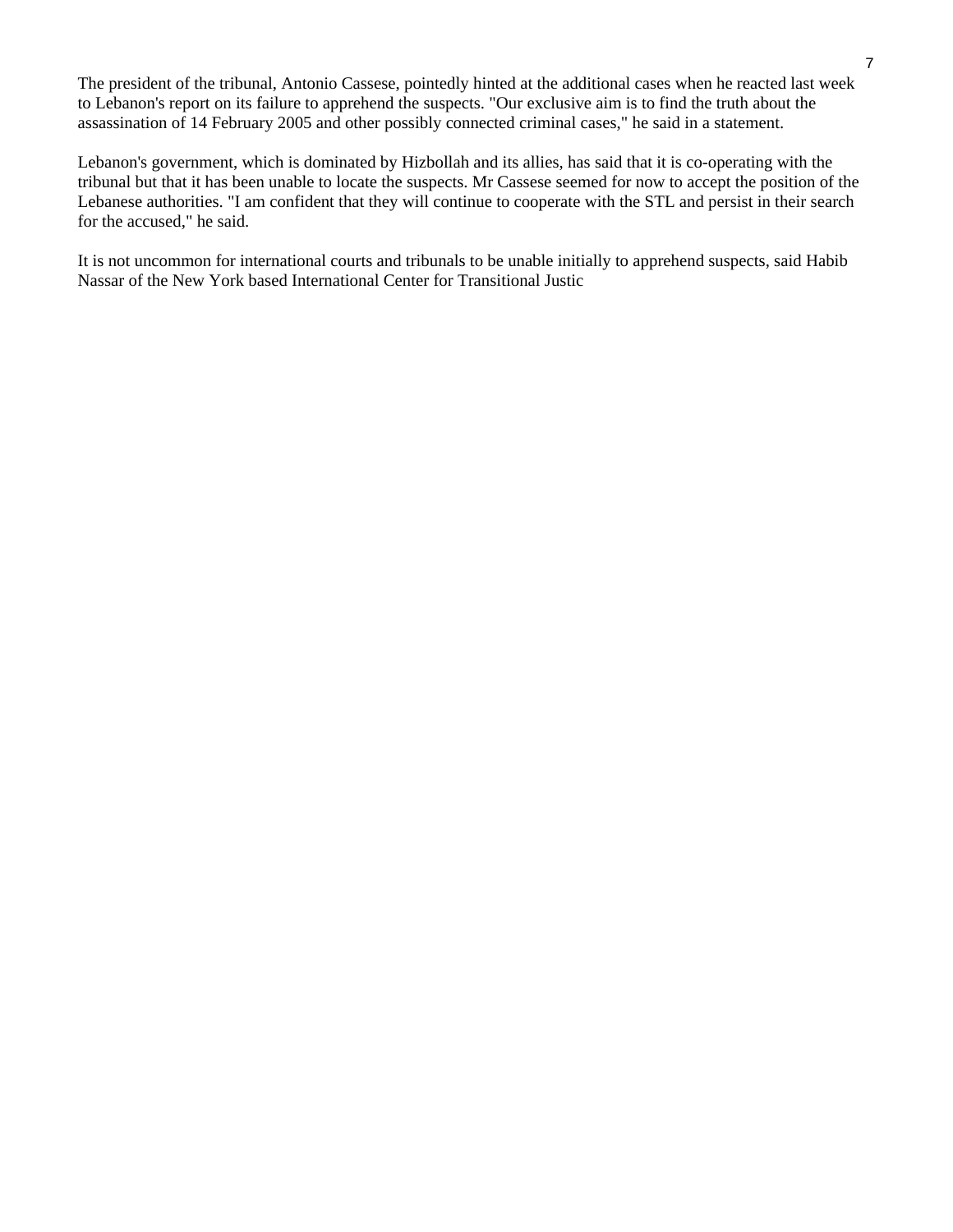The president of the tribunal, Antonio Cassese, pointedly hinted at the additional cases when he reacted last week to Lebanon's report on its failure to apprehend the suspects. "Our exclusive aim is to find the truth about the assassination of 14 February 2005 and other possibly connected criminal cases," he said in a statement.

Lebanon's government, which is dominated by Hizbollah and its allies, has said that it is co-operating with the tribunal but that it has been unable to locate the suspects. Mr Cassese seemed for now to accept the position of the Lebanese authorities. "I am confident that they will continue to cooperate with the STL and persist in their search for the accused," he said.

It is not uncommon for international courts and tribunals to be unable initially to apprehend suspects, said Habib Nassar of the New York based International Center for Transitional Justic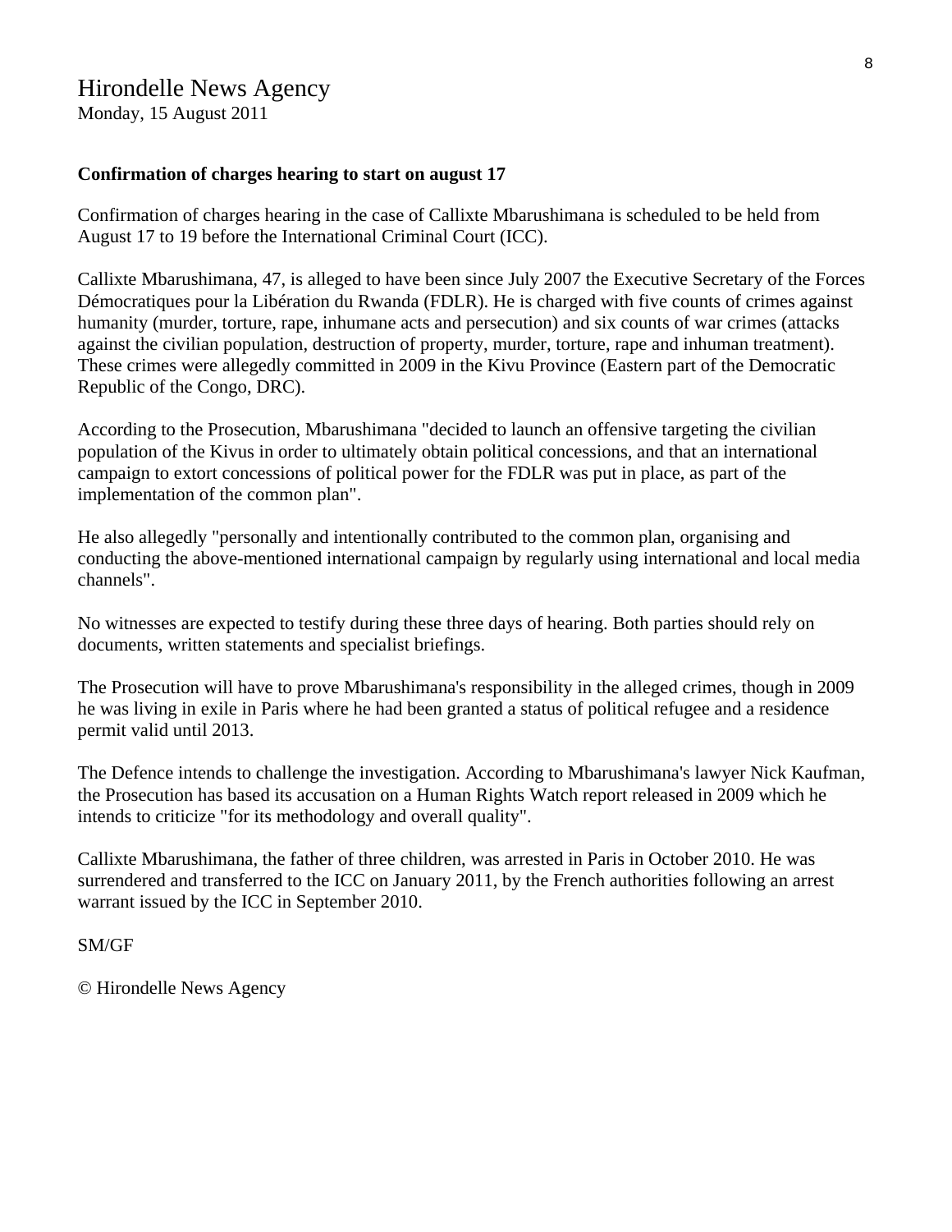# Hirondelle News Agency

Monday, 15 August 2011

**Confirmation of charges hearing to start on august 17**

Confirmation of charges hearing in the case of Callixte Mbarushimana is scheduled to be held from August 17 to 19 before the International Criminal Court (ICC).

Callixte Mbarushimana, 47, is alleged to have been since July 2007 the Executive Secretary of the Forces Démocratiques pour la Libération du Rwanda (FDLR). He is charged with five counts of crimes against humanity (murder, torture, rape, inhumane acts and persecution) and six counts of war crimes (attacks against the civilian population, destruction of property, murder, torture, rape and inhuman treatment). These crimes were allegedly committed in 2009 in the Kivu Province (Eastern part of the Democratic Republic of the Congo, DRC).

According to the Prosecution, Mbarushimana "decided to launch an offensive targeting the civilian population of the Kivus in order to ultimately obtain political concessions, and that an international campaign to extort concessions of political power for the FDLR was put in place, as part of the implementation of the common plan".

He also allegedly "personally and intentionally contributed to the common plan, organising and conducting the above-mentioned international campaign by regularly using international and local media channels".

No witnesses are expected to testify during these three days of hearing. Both parties should rely on documents, written statements and specialist briefings.

The Prosecution will have to prove Mbarushimana's responsibility in the alleged crimes, though in 2009 he was living in exile in Paris where he had been granted a status of political refugee and a residence permit valid until 2013.

The Defence intends to challenge the investigation. According to Mbarushimana's lawyer Nick Kaufman, the Prosecution has based its accusation on a Human Rights Watch report released in 2009 which he intends to criticize "for its methodology and overall quality".

Callixte Mbarushimana, the father of three children, was arrested in Paris in October 2010. He was surrendered and transferred to the ICC on January 2011, by the French authorities following an arrest warrant issued by the ICC in September 2010.

SM/GF

© Hirondelle News Agency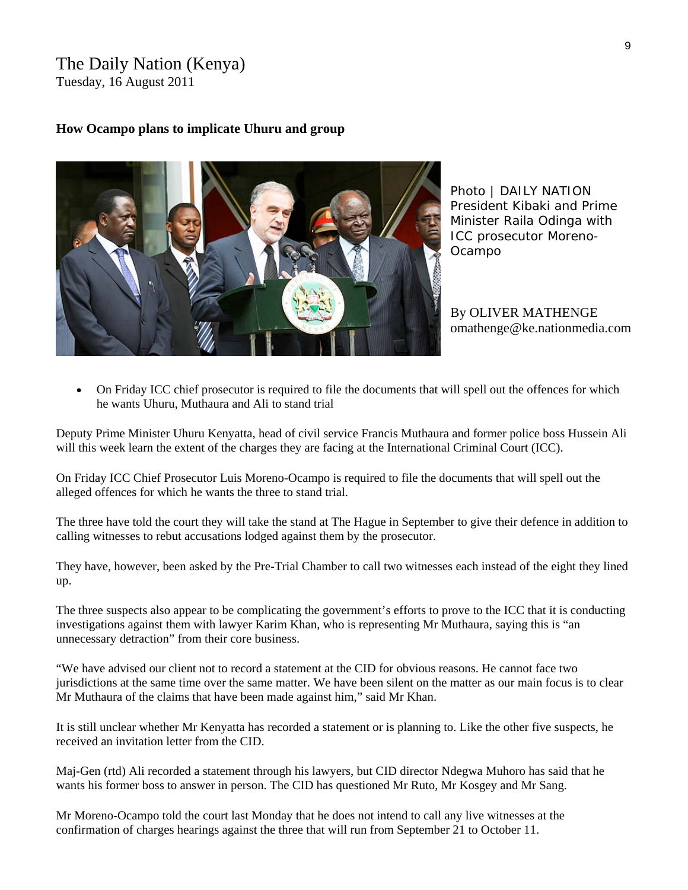The Daily Nation (Kenya)
Tuesday, 16 August 2011

**How Ocampo plans to implicate Uhuru and group**

Photo | DAILY NATION
President Kibaki and Prime Minister Raila Odinga with ICC prosecutor Moreno-Ocampo

By OLIVER MATHENGE
omathenge@ke.nationmedia.com

- On Friday ICC chief prosecutor is required to file the documents that will spell out the offences for which he wants Uhuru, Muthaura and Ali to stand trial

Deputy Prime Minister Uhuru Kenyatta, head of civil service Francis Muthaura and former police boss Hussein Ali will this week learn the extent of the charges they are facing at the International Criminal Court (ICC).

On Friday ICC Chief Prosecutor Luis Moreno-Ocampo is required to file the documents that will spell out the alleged offences for which he wants the three to stand trial.

The three have told the court they will take the stand at The Hague in September to give their defence in addition to calling witnesses to rebut accusations lodged against them by the prosecutor.

They have, however, been asked by the Pre-Trial Chamber to call two witnesses each instead of the eight they lined up.

The three suspects also appear to be complicating the government's efforts to prove to the ICC that it is conducting investigations against them with lawyer Karim Khan, who is representing Mr Muthaura, saying this is "an unnecessary detraction" from their core business.

"We have advised our client not to record a statement at the CID for obvious reasons. He cannot face two jurisdictions at the same time over the same matter. We have been silent on the matter as our main focus is to clear Mr Muthaura of the claims that have been made against him," said Mr Khan.

It is still unclear whether Mr Kenyatta has recorded a statement or is planning to. Like the other five suspects, he received an invitation letter from the CID.

Maj-Gen (rtd) Ali recorded a statement through his lawyers, but CID director Ndegwa Muhoro has said that he wants his former boss to answer in person. The CID has questioned Mr Ruto, Mr Kosgey and Mr Sang.

Mr Moreno-Ocampo told the court last Monday that he does not intend to call any live witnesses at the confirmation of charges hearings against the three that will run from September 21 to October 11.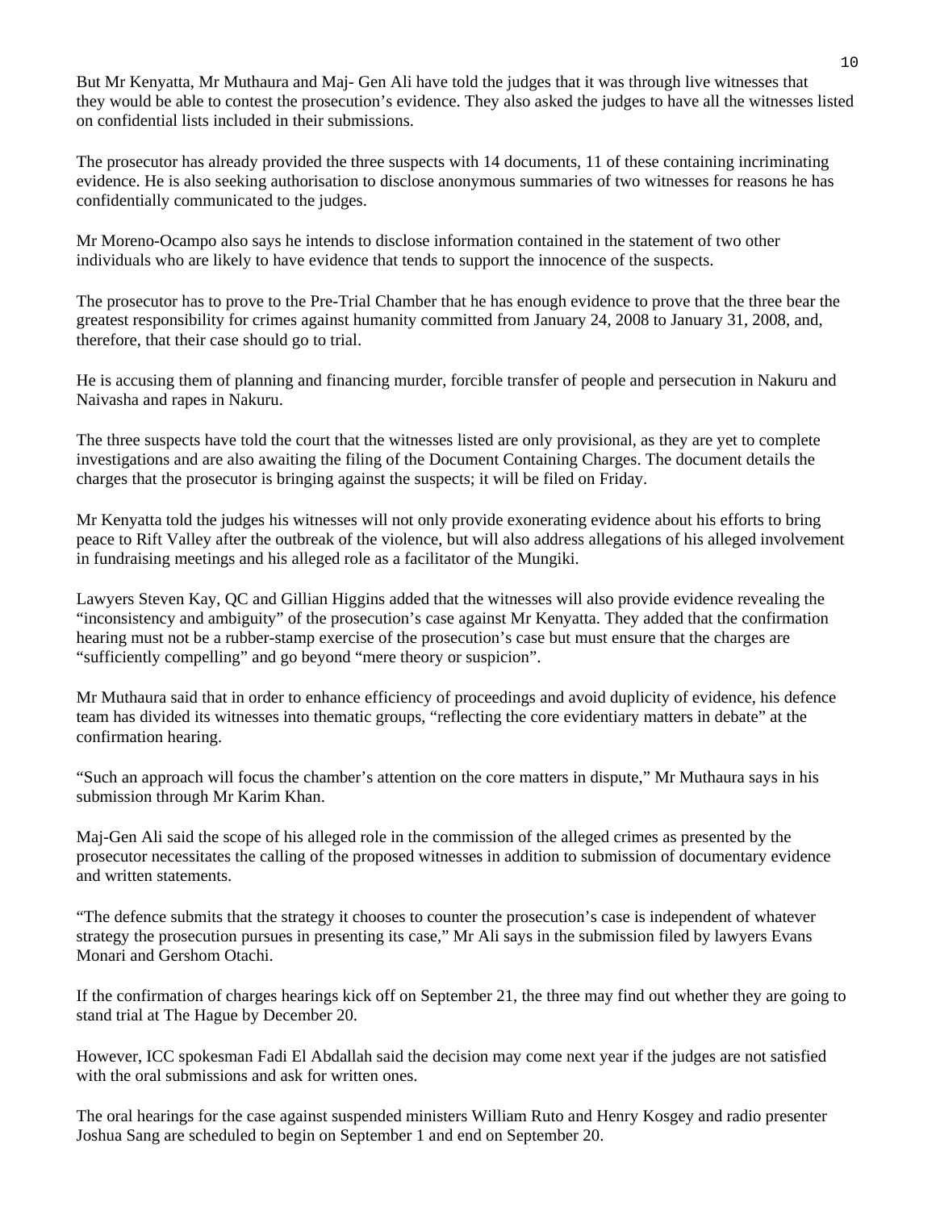But Mr Kenyatta, Mr Muthaura and Maj- Gen Ali have told the judges that it was through live witnesses that they would be able to contest the prosecution's evidence. They also asked the judges to have all the witnesses listed on confidential lists included in their submissions.

The prosecutor has already provided the three suspects with 14 documents, 11 of these containing incriminating evidence. He is also seeking authorisation to disclose anonymous summaries of two witnesses for reasons he has confidentially communicated to the judges.

Mr Moreno-Ocampo also says he intends to disclose information contained in the statement of two other individuals who are likely to have evidence that tends to support the innocence of the suspects.

The prosecutor has to prove to the Pre-Trial Chamber that he has enough evidence to prove that the three bear the greatest responsibility for crimes against humanity committed from January 24, 2008 to January 31, 2008, and, therefore, that their case should go to trial.

He is accusing them of planning and financing murder, forcible transfer of people and persecution in Nakuru and Naivasha and rapes in Nakuru.

The three suspects have told the court that the witnesses listed are only provisional, as they are yet to complete investigations and are also awaiting the filing of the Document Containing Charges. The document details the charges that the prosecutor is bringing against the suspects; it will be filed on Friday.

Mr Kenyatta told the judges his witnesses will not only provide exonerating evidence about his efforts to bring peace to Rift Valley after the outbreak of the violence, but will also address allegations of his alleged involvement in fundraising meetings and his alleged role as a facilitator of the Mungiki.

Lawyers Steven Kay, QC and Gillian Higgins added that the witnesses will also provide evidence revealing the "inconsistency and ambiguity" of the prosecution's case against Mr Kenyatta. They added that the confirmation hearing must not be a rubber-stamp exercise of the prosecution's case but must ensure that the charges are "sufficiently compelling" and go beyond "mere theory or suspicion".

Mr Muthaura said that in order to enhance efficiency of proceedings and avoid duplicity of evidence, his defence team has divided its witnesses into thematic groups, "reflecting the core evidentiary matters in debate" at the confirmation hearing.

"Such an approach will focus the chamber's attention on the core matters in dispute," Mr Muthaura says in his submission through Mr Karim Khan.

Maj-Gen Ali said the scope of his alleged role in the commission of the alleged crimes as presented by the prosecutor necessitates the calling of the proposed witnesses in addition to submission of documentary evidence and written statements.

"The defence submits that the strategy it chooses to counter the prosecution's case is independent of whatever strategy the prosecution pursues in presenting its case," Mr Ali says in the submission filed by lawyers Evans Monari and Gershom Otachi.

If the confirmation of charges hearings kick off on September 21, the three may find out whether they are going to stand trial at The Hague by December 20.

However, ICC spokesman Fadi El Abdallah said the decision may come next year if the judges are not satisfied with the oral submissions and ask for written ones.

The oral hearings for the case against suspended ministers William Ruto and Henry Kosgey and radio presenter Joshua Sang are scheduled to begin on September 1 and end on September 20.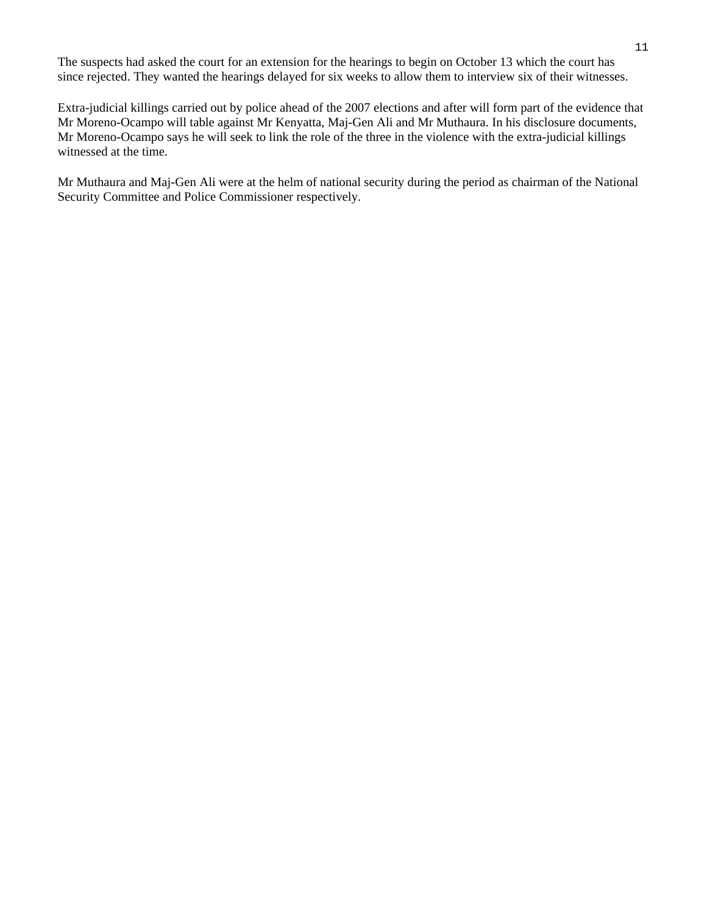The suspects had asked the court for an extension for the hearings to begin on October 13 which the court has since rejected. They wanted the hearings delayed for six weeks to allow them to interview six of their witnesses.

Extra-judicial killings carried out by police ahead of the 2007 elections and after will form part of the evidence that Mr Moreno-Ocampo will table against Mr Kenyatta, Maj-Gen Ali and Mr Muthaura. In his disclosure documents, Mr Moreno-Ocampo says he will seek to link the role of the three in the violence with the extra-judicial killings witnessed at the time.

Mr Muthaura and Maj-Gen Ali were at the helm of national security during the period as chairman of the National Security Committee and Police Commissioner respectively.